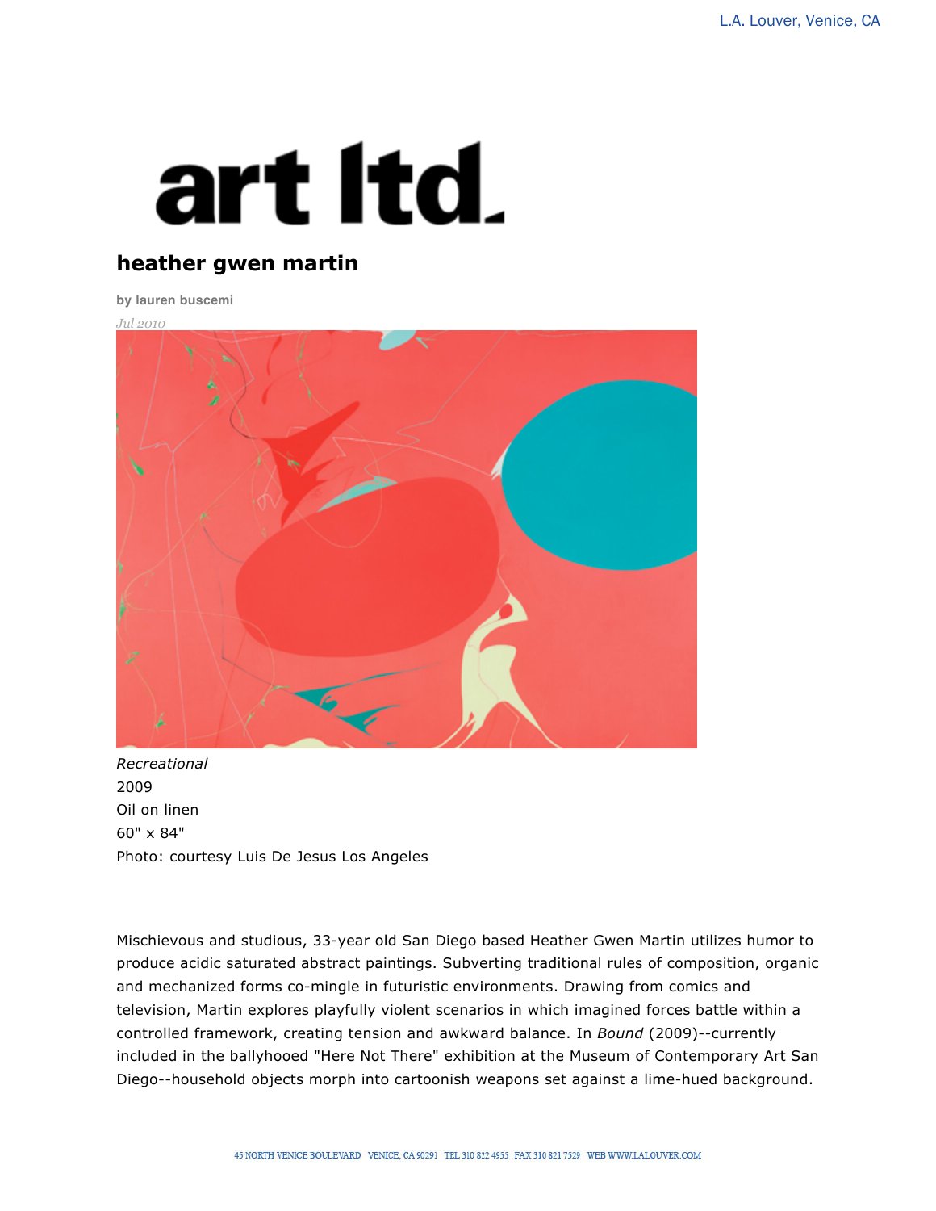art ltd.

## heather gwen martin

**by lauren buscemi**

*Jul 2010*

*Recreational*
2009
Oil on linen
60" x 84"
Photo: courtesy Luis De Jesus Los Angeles

Mischievous and studious, 33-year old San Diego based Heather Gwen Martin utilizes humor to produce acidic saturated abstract paintings. Subverting traditional rules of composition, organic and mechanized forms co-mingle in futuristic environments. Drawing from comics and television, Martin explores playfully violent scenarios in which imagined forces battle within a controlled framework, creating tension and awkward balance. In *Bound* (2009)--currently included in the ballyhooed "Here Not There" exhibition at the Museum of Contemporary Art San Diego--household objects morph into cartoonish weapons set against a lime-hued background.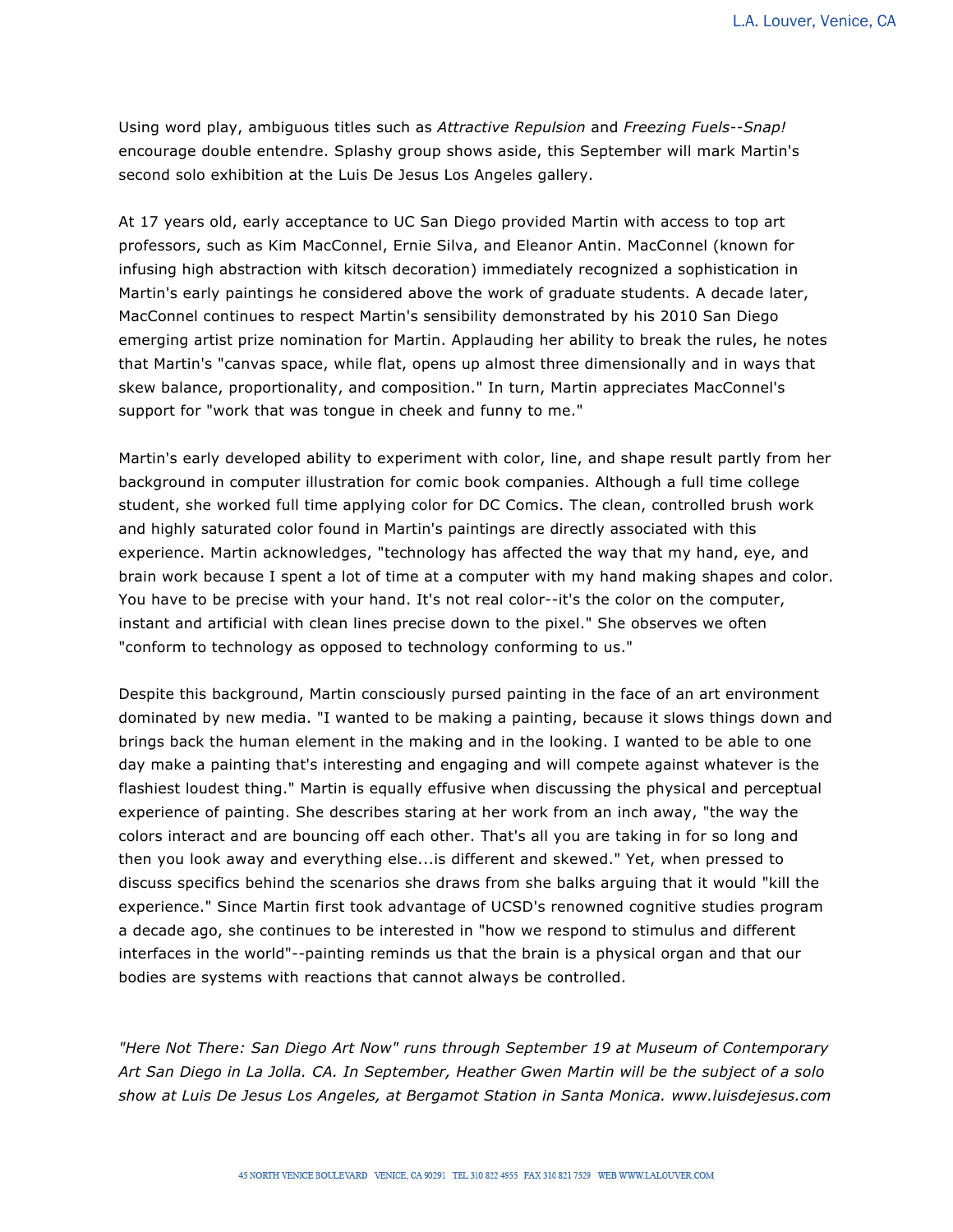Using word play, ambiguous titles such as *Attractive Repulsion* and *Freezing Fuels--Snap!* encourage double entendre. Splashy group shows aside, this September will mark Martin's second solo exhibition at the Luis De Jesus Los Angeles gallery.

At 17 years old, early acceptance to UC San Diego provided Martin with access to top art professors, such as Kim MacConnel, Ernie Silva, and Eleanor Antin. MacConnel (known for infusing high abstraction with kitsch decoration) immediately recognized a sophistication in Martin's early paintings he considered above the work of graduate students. A decade later, MacConnel continues to respect Martin's sensibility demonstrated by his 2010 San Diego emerging artist prize nomination for Martin. Applauding her ability to break the rules, he notes that Martin's "canvas space, while flat, opens up almost three dimensionally and in ways that skew balance, proportionality, and composition." In turn, Martin appreciates MacConnel's support for "work that was tongue in cheek and funny to me."

Martin's early developed ability to experiment with color, line, and shape result partly from her background in computer illustration for comic book companies. Although a full time college student, she worked full time applying color for DC Comics. The clean, controlled brush work and highly saturated color found in Martin's paintings are directly associated with this experience. Martin acknowledges, "technology has affected the way that my hand, eye, and brain work because I spent a lot of time at a computer with my hand making shapes and color. You have to be precise with your hand. It's not real color--it's the color on the computer, instant and artificial with clean lines precise down to the pixel." She observes we often "conform to technology as opposed to technology conforming to us."

Despite this background, Martin consciously pursed painting in the face of an art environment dominated by new media. "I wanted to be making a painting, because it slows things down and brings back the human element in the making and in the looking. I wanted to be able to one day make a painting that's interesting and engaging and will compete against whatever is the flashiest loudest thing." Martin is equally effusive when discussing the physical and perceptual experience of painting. She describes staring at her work from an inch away, "the way the colors interact and are bouncing off each other. That's all you are taking in for so long and then you look away and everything else...is different and skewed." Yet, when pressed to discuss specifics behind the scenarios she draws from she balks arguing that it would "kill the experience." Since Martin first took advantage of UCSD's renowned cognitive studies program a decade ago, she continues to be interested in "how we respond to stimulus and different interfaces in the world"--painting reminds us that the brain is a physical organ and that our bodies are systems with reactions that cannot always be controlled.

*"Here Not There: San Diego Art Now" runs through September 19 at Museum of Contemporary Art San Diego in La Jolla. CA. In September, Heather Gwen Martin will be the subject of a solo show at Luis De Jesus Los Angeles, at Bergamot Station in Santa Monica. www.luisdejesus.com*